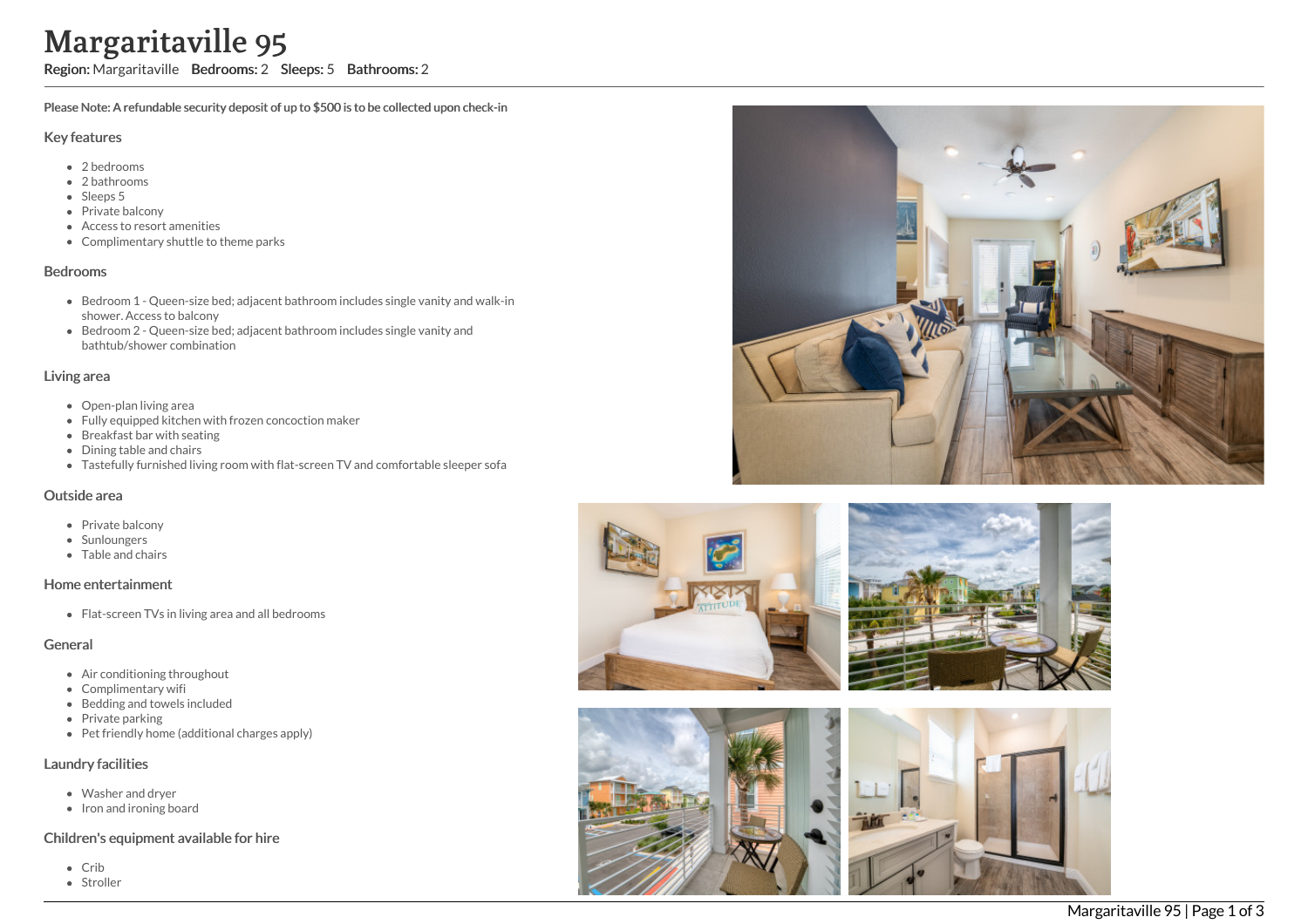# Margaritaville 95

**Region:** Margaritaville **Bedrooms:** 2 **Sleeps:** 5 **Bathrooms:** 2

**Please Note: A refundable security deposit of up to $500 is to be collected upon check-in**

## Key features

- 2 bedrooms
- 2 bathrooms
- Sleeps 5
- Private balcony
- Access to resort amenities
- Complimentary shuttle to theme parks

## Bedrooms

- Bedroom 1 - Queen-size bed; adjacent bathroom includes single vanity and walk-in shower. Access to balcony
- Bedroom 2 - Queen-size bed; adjacent bathroom includes single vanity and bathtub/shower combination

## Living area

- Open-plan living area
- Fully equipped kitchen with frozen concoction maker
- Breakfast bar with seating
- Dining table and chairs
- Tastefully furnished living room with flat-screen TV and comfortable sleeper sofa

## Outside area

- Private balcony
- Sunloungers
- Table and chairs

## Home entertainment

- Flat-screen TVs in living area and all bedrooms

## General

- Air conditioning throughout
- Complimentary wifi
- Bedding and towels included
- Private parking
- Pet friendly home (additional charges apply)

## Laundry facilities

- Washer and dryer
- Iron and ironing board

## Children's equipment available for hire

- Crib
- Stroller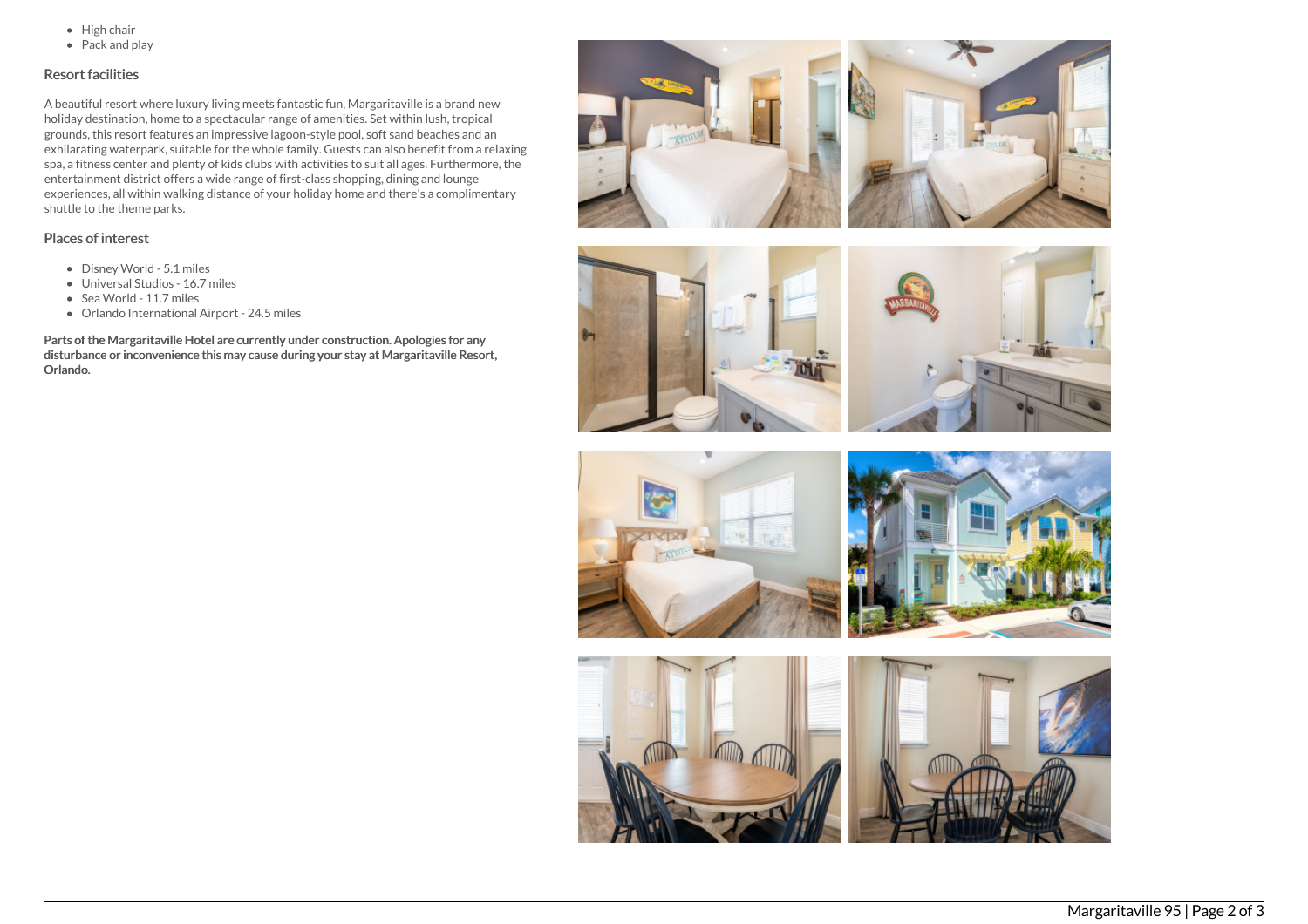- High chair
- Pack and play

### Resort facilities

A beautiful resort where luxury living meets fantastic fun, Margaritaville is a brand new holiday destination, home to a spectacular range of amenities. Set within lush, tropical grounds, this resort features an impressive lagoon-style pool, soft sand beaches and an exhilarating waterpark, suitable for the whole family. Guests can also benefit from a relaxing spa, a fitness center and plenty of kids clubs with activities to suit all ages. Furthermore, the entertainment district offers a wide range of first-class shopping, dining and lounge experiences, all within walking distance of your holiday home and there's a complimentary shuttle to the theme parks.

### Places of interest

- Disney World - 5.1 miles
- Universal Studios - 16.7 miles
- Sea World - 11.7 miles
- Orlando International Airport - 24.5 miles

**Parts of the Margaritaville Hotel are currently under construction. Apologies for any disturbance or inconvenience this may cause during your stay at Margaritaville Resort, Orlando.**